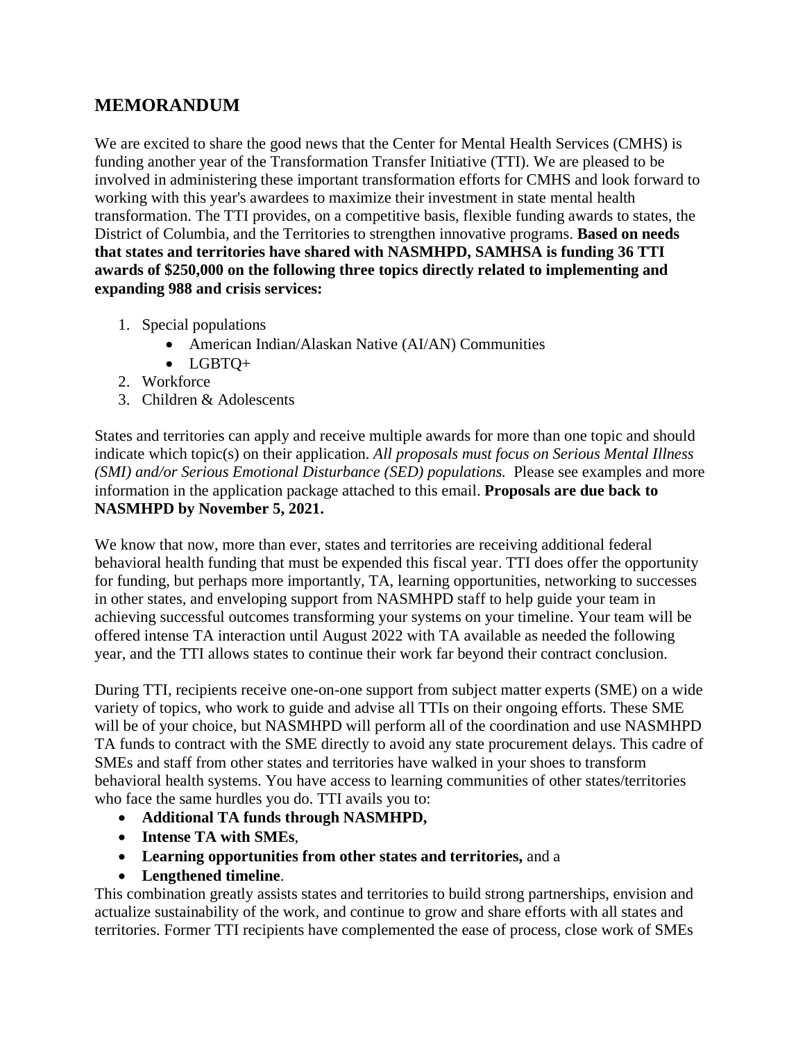## MEMORANDUM

We are excited to share the good news that the Center for Mental Health Services (CMHS) is funding another year of the Transformation Transfer Initiative (TTI). We are pleased to be involved in administering these important transformation efforts for CMHS and look forward to working with this year's awardees to maximize their investment in state mental health transformation. The TTI provides, on a competitive basis, flexible funding awards to states, the District of Columbia, and the Territories to strengthen innovative programs. **Based on needs that states and territories have shared with NASMHPD, SAMHSA is funding 36 TTI awards of $250,000 on the following three topics directly related to implementing and expanding 988 and crisis services:**

1. Special populations
   - American Indian/Alaskan Native (AI/AN) Communities
   - LGBTQ+
2. Workforce
3. Children & Adolescents

States and territories can apply and receive multiple awards for more than one topic and should indicate which topic(s) on their application. *All proposals must focus on Serious Mental Illness (SMI) and/or Serious Emotional Disturbance (SED) populations.* Please see examples and more information in the application package attached to this email. **Proposals are due back to NASMHPD by November 5, 2021.**

We know that now, more than ever, states and territories are receiving additional federal behavioral health funding that must be expended this fiscal year. TTI does offer the opportunity for funding, but perhaps more importantly, TA, learning opportunities, networking to successes in other states, and enveloping support from NASMHPD staff to help guide your team in achieving successful outcomes transforming your systems on your timeline. Your team will be offered intense TA interaction until August 2022 with TA available as needed the following year, and the TTI allows states to continue their work far beyond their contract conclusion.

During TTI, recipients receive one-on-one support from subject matter experts (SME) on a wide variety of topics, who work to guide and advise all TTIs on their ongoing efforts. These SME will be of your choice, but NASMHPD will perform all of the coordination and use NASMHPD TA funds to contract with the SME directly to avoid any state procurement delays. This cadre of SMEs and staff from other states and territories have walked in your shoes to transform behavioral health systems. You have access to learning communities of other states/territories who face the same hurdles you do. TTI avails you to:

- **Additional TA funds through NASMHPD,**
- **Intense TA with SMEs**,
- **Learning opportunities from other states and territories,** and a
- **Lengthened timeline**.

This combination greatly assists states and territories to build strong partnerships, envision and actualize sustainability of the work, and continue to grow and share efforts with all states and territories. Former TTI recipients have complemented the ease of process, close work of SMEs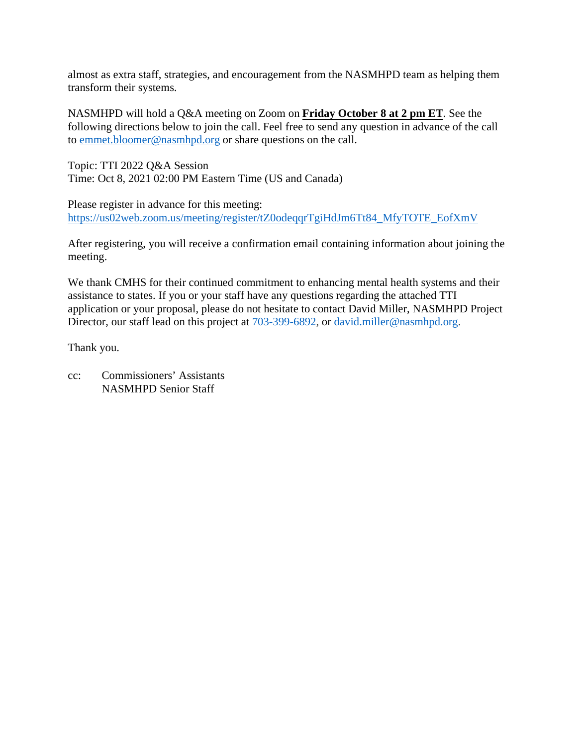almost as extra staff, strategies, and encouragement from the NASMHPD team as helping them transform their systems.

NASMHPD will hold a Q&A meeting on Zoom on **Friday October 8 at 2 pm ET**. See the following directions below to join the call. Feel free to send any question in advance of the call to emmet.bloomer@nasmhpd.org or share questions on the call.

Topic: TTI 2022 Q&A Session
Time: Oct 8, 2021 02:00 PM Eastern Time (US and Canada)

Please register in advance for this meeting:
https://us02web.zoom.us/meeting/register/tZ0odeqqrTgiHdJm6Tt84_MfyTOTE_EofXmV

After registering, you will receive a confirmation email containing information about joining the meeting.

We thank CMHS for their continued commitment to enhancing mental health systems and their assistance to states. If you or your staff have any questions regarding the attached TTI application or your proposal, please do not hesitate to contact David Miller, NASMHPD Project Director, our staff lead on this project at 703-399-6892, or david.miller@nasmhpd.org.

Thank you.

cc: Commissioners' Assistants
NASMHPD Senior Staff